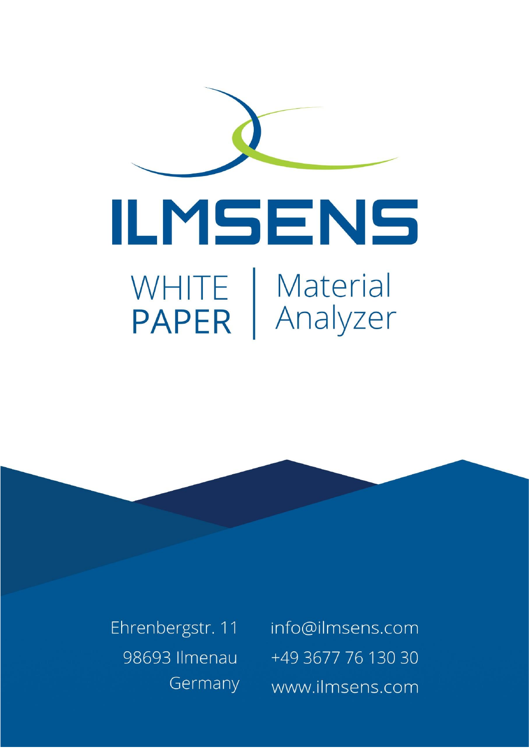# ILMSENS

## WHITE PAPER | Material Analyzer

Ehrenbergstr. 11
98693 Ilmenau
Germany

info@ilmsens.com
+49 3677 76 130 30
www.ilmsens.com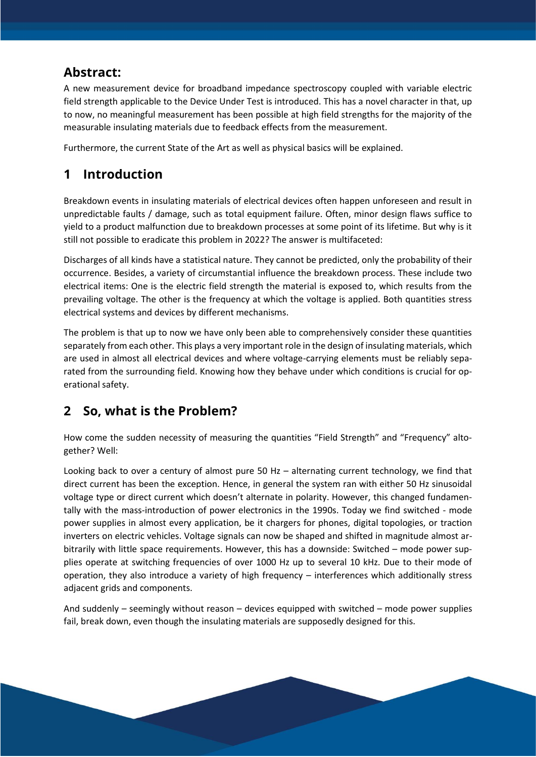## Abstract:

A new measurement device for broadband impedance spectroscopy coupled with variable electric field strength applicable to the Device Under Test is introduced. This has a novel character in that, up to now, no meaningful measurement has been possible at high field strengths for the majority of the measurable insulating materials due to feedback effects from the measurement.

Furthermore, the current State of the Art as well as physical basics will be explained.

## 1 Introduction

Breakdown events in insulating materials of electrical devices often happen unforeseen and result in unpredictable faults / damage, such as total equipment failure. Often, minor design flaws suffice to yield to a product malfunction due to breakdown processes at some point of its lifetime. But why is it still not possible to eradicate this problem in 2022? The answer is multifaceted:

Discharges of all kinds have a statistical nature. They cannot be predicted, only the probability of their occurrence. Besides, a variety of circumstantial influence the breakdown process. These include two electrical items: One is the electric field strength the material is exposed to, which results from the prevailing voltage. The other is the frequency at which the voltage is applied. Both quantities stress electrical systems and devices by different mechanisms.

The problem is that up to now we have only been able to comprehensively consider these quantities separately from each other. This plays a very important role in the design of insulating materials, which are used in almost all electrical devices and where voltage-carrying elements must be reliably separated from the surrounding field. Knowing how they behave under which conditions is crucial for operational safety.

## 2 So, what is the Problem?

How come the sudden necessity of measuring the quantities "Field Strength" and "Frequency" altogether? Well:

Looking back to over a century of almost pure 50 Hz – alternating current technology, we find that direct current has been the exception. Hence, in general the system ran with either 50 Hz sinusoidal voltage type or direct current which doesn't alternate in polarity. However, this changed fundamentally with the mass-introduction of power electronics in the 1990s. Today we find switched - mode power supplies in almost every application, be it chargers for phones, digital topologies, or traction inverters on electric vehicles. Voltage signals can now be shaped and shifted in magnitude almost arbitrarily with little space requirements. However, this has a downside: Switched – mode power supplies operate at switching frequencies of over 1000 Hz up to several 10 kHz. Due to their mode of operation, they also introduce a variety of high frequency – interferences which additionally stress adjacent grids and components.

And suddenly – seemingly without reason – devices equipped with switched – mode power supplies fail, break down, even though the insulating materials are supposedly designed for this.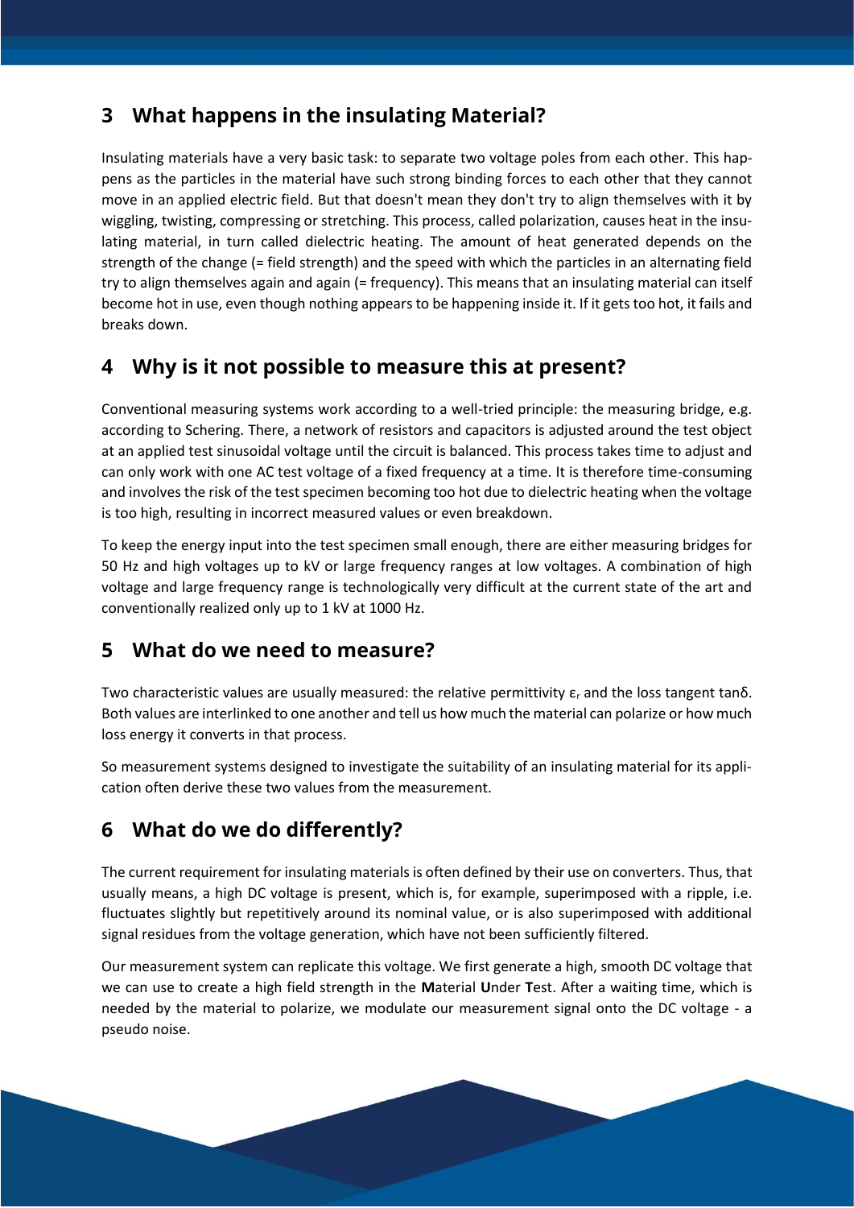## 3 What happens in the insulating Material?

Insulating materials have a very basic task: to separate two voltage poles from each other. This happens as the particles in the material have such strong binding forces to each other that they cannot move in an applied electric field. But that doesn't mean they don't try to align themselves with it by wiggling, twisting, compressing or stretching. This process, called polarization, causes heat in the insulating material, in turn called dielectric heating. The amount of heat generated depends on the strength of the change (= field strength) and the speed with which the particles in an alternating field try to align themselves again and again (= frequency). This means that an insulating material can itself become hot in use, even though nothing appears to be happening inside it. If it gets too hot, it fails and breaks down.

## 4 Why is it not possible to measure this at present?

Conventional measuring systems work according to a well-tried principle: the measuring bridge, e.g. according to Schering. There, a network of resistors and capacitors is adjusted around the test object at an applied test sinusoidal voltage until the circuit is balanced. This process takes time to adjust and can only work with one AC test voltage of a fixed frequency at a time. It is therefore time-consuming and involves the risk of the test specimen becoming too hot due to dielectric heating when the voltage is too high, resulting in incorrect measured values or even breakdown.

To keep the energy input into the test specimen small enough, there are either measuring bridges for 50 Hz and high voltages up to kV or large frequency ranges at low voltages. A combination of high voltage and large frequency range is technologically very difficult at the current state of the art and conventionally realized only up to 1 kV at 1000 Hz.

## 5 What do we need to measure?

Two characteristic values are usually measured: the relative permittivity $\varepsilon_r$ and the loss tangent $\tan\delta$. Both values are interlinked to one another and tell us how much the material can polarize or how much loss energy it converts in that process.

So measurement systems designed to investigate the suitability of an insulating material for its application often derive these two values from the measurement.

## 6 What do we do differently?

The current requirement for insulating materials is often defined by their use on converters. Thus, that usually means, a high DC voltage is present, which is, for example, superimposed with a ripple, i.e. fluctuates slightly but repetitively around its nominal value, or is also superimposed with additional signal residues from the voltage generation, which have not been sufficiently filtered.

Our measurement system can replicate this voltage. We first generate a high, smooth DC voltage that we can use to create a high field strength in the **M**aterial **U**nder **T**est. After a waiting time, which is needed by the material to polarize, we modulate our measurement signal onto the DC voltage - a pseudo noise.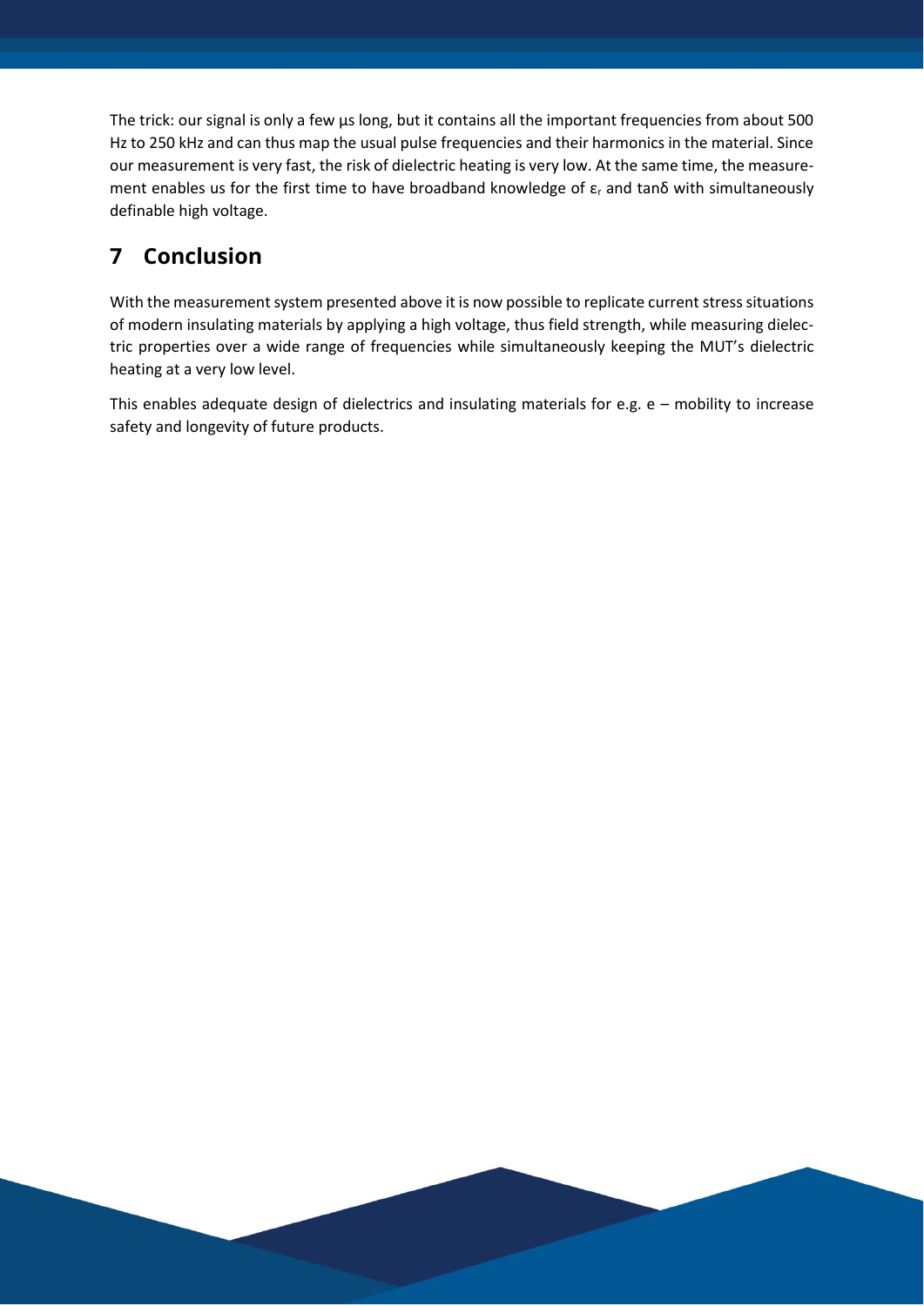The trick: our signal is only a few µs long, but it contains all the important frequencies from about 500 Hz to 250 kHz and can thus map the usual pulse frequencies and their harmonics in the material. Since our measurement is very fast, the risk of dielectric heating is very low. At the same time, the measurement enables us for the first time to have broadband knowledge of $\varepsilon_r$ and tanδ with simultaneously definable high voltage.

## 7 Conclusion

With the measurement system presented above it is now possible to replicate current stress situations of modern insulating materials by applying a high voltage, thus field strength, while measuring dielectric properties over a wide range of frequencies while simultaneously keeping the MUT's dielectric heating at a very low level.

This enables adequate design of dielectrics and insulating materials for e.g. e – mobility to increase safety and longevity of future products.